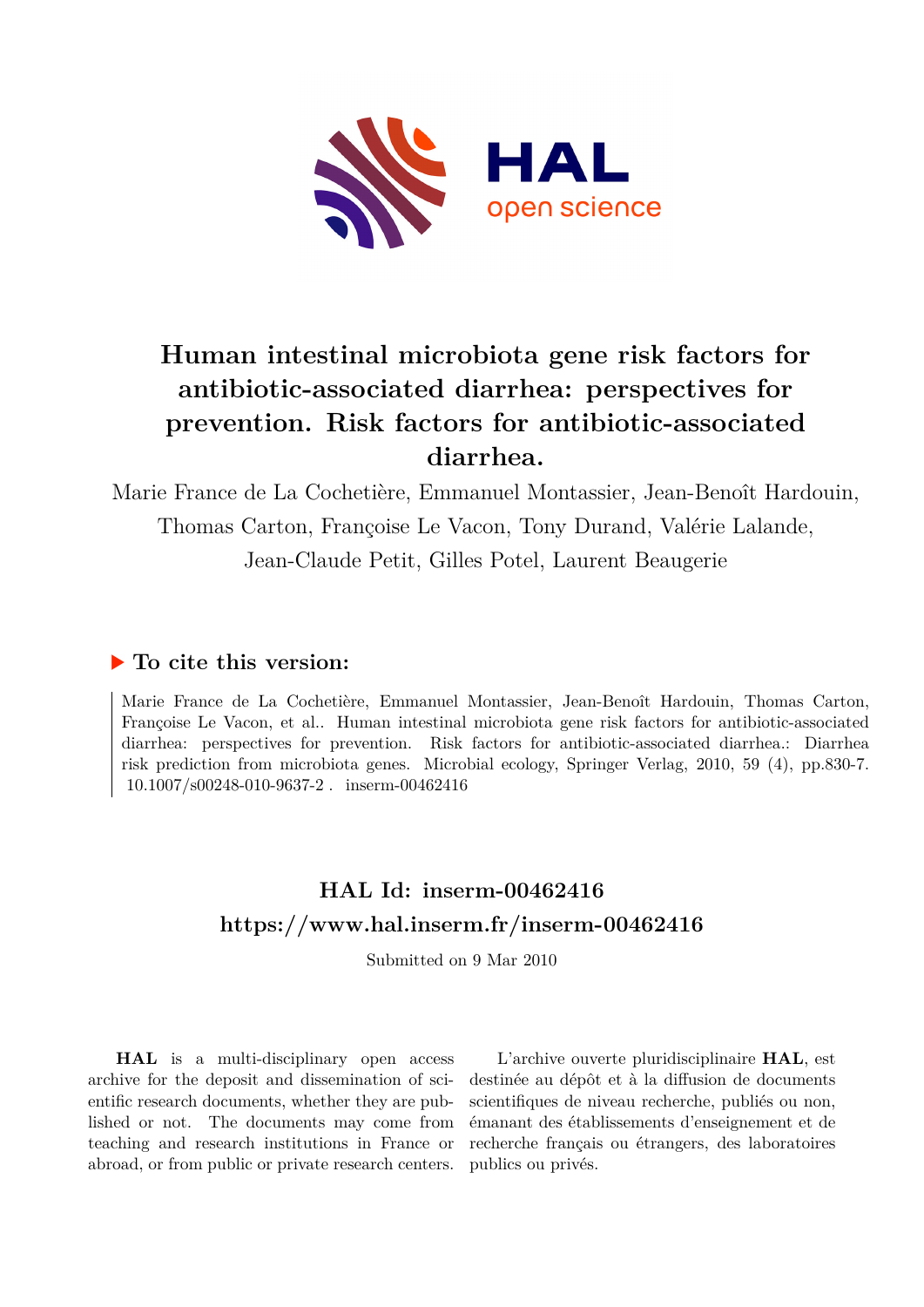# Human intestinal microbiota gene risk factors for antibiotic-associated diarrhea: perspectives for prevention. Risk factors for antibiotic-associated diarrhea.

Marie France de La Cochetière, Emmanuel Montassier, Jean-Benoît Hardouin, Thomas Carton, Françoise Le Vacon, Tony Durand, Valérie Lalande, Jean-Claude Petit, Gilles Potel, Laurent Beaugerie

## ▶ To cite this version:

Marie France de La Cochetière, Emmanuel Montassier, Jean-Benoît Hardouin, Thomas Carton, Françoise Le Vacon, et al.. Human intestinal microbiota gene risk factors for antibiotic-associated diarrhea: perspectives for prevention. Risk factors for antibiotic-associated diarrhea.: Diarrhea risk prediction from microbiota genes. Microbial ecology, Springer Verlag, 2010, 59 (4), pp.830-7. 10.1007/s00248-010-9637-2 . inserm-00462416

## HAL Id: inserm-00462416
## https://www.hal.inserm.fr/inserm-00462416

Submitted on 9 Mar 2010

**HAL** is a multi-disciplinary open access archive for the deposit and dissemination of scientific research documents, whether they are published or not. The documents may come from teaching and research institutions in France or abroad, or from public or private research centers.

L'archive ouverte pluridisciplinaire **HAL**, est destinée au dépôt et à la diffusion de documents scientifiques de niveau recherche, publiés ou non, émanant des établissements d'enseignement et de recherche français ou étrangers, des laboratoires publics ou privés.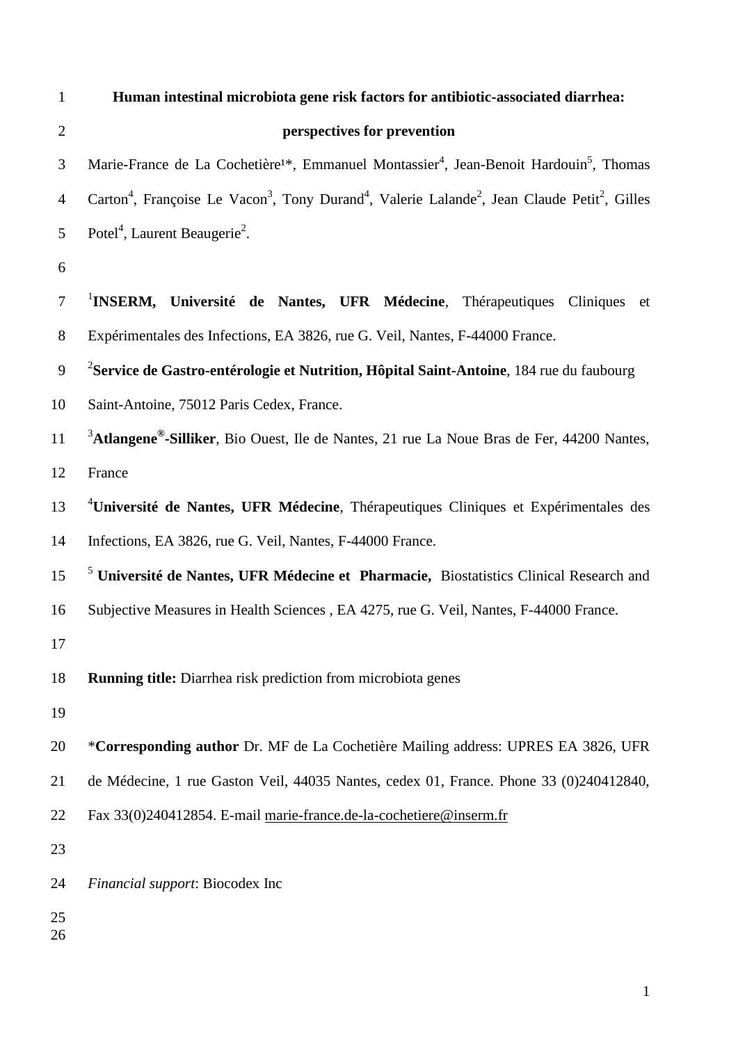# Human intestinal microbiota gene risk factors for antibiotic-associated diarrhea: perspectives for prevention

Marie-France de La Cochetière[1]*, Emmanuel Montassier[4], Jean-Benoit Hardouin[5], Thomas Carton[4], Françoise Le Vacon[3], Tony Durand[4], Valerie Lalande[2], Jean Claude Petit[2], Gilles Potel[4], Laurent Beaugerie[2].

[1]**INSERM, Université de Nantes, UFR Médecine**, Thérapeutiques Cliniques et Expérimentales des Infections, EA 3826, rue G. Veil, Nantes, F-44000 France.

[2]**Service de Gastro-entérologie et Nutrition, Hôpital Saint-Antoine**, 184 rue du faubourg Saint-Antoine, 75012 Paris Cedex, France.

[3]**Atlangene®-Silliker**, Bio Ouest, Ile de Nantes, 21 rue La Noue Bras de Fer, 44200 Nantes, France

[4]**Université de Nantes, UFR Médecine**, Thérapeutiques Cliniques et Expérimentales des Infections, EA 3826, rue G. Veil, Nantes, F-44000 France.

[5] **Université de Nantes, UFR Médecine et Pharmacie,** Biostatistics Clinical Research and Subjective Measures in Health Sciences , EA 4275, rue G. Veil, Nantes, F-44000 France.

**Running title:** Diarrhea risk prediction from microbiota genes

\***Corresponding author** Dr. MF de La Cochetière Mailing address: UPRES EA 3826, UFR de Médecine, 1 rue Gaston Veil, 44035 Nantes, cedex 01, France. Phone 33 (0)240412840, Fax 33(0)240412854. E-mail marie-france.de-la-cochetiere@inserm.fr

*Financial support*: Biocodex Inc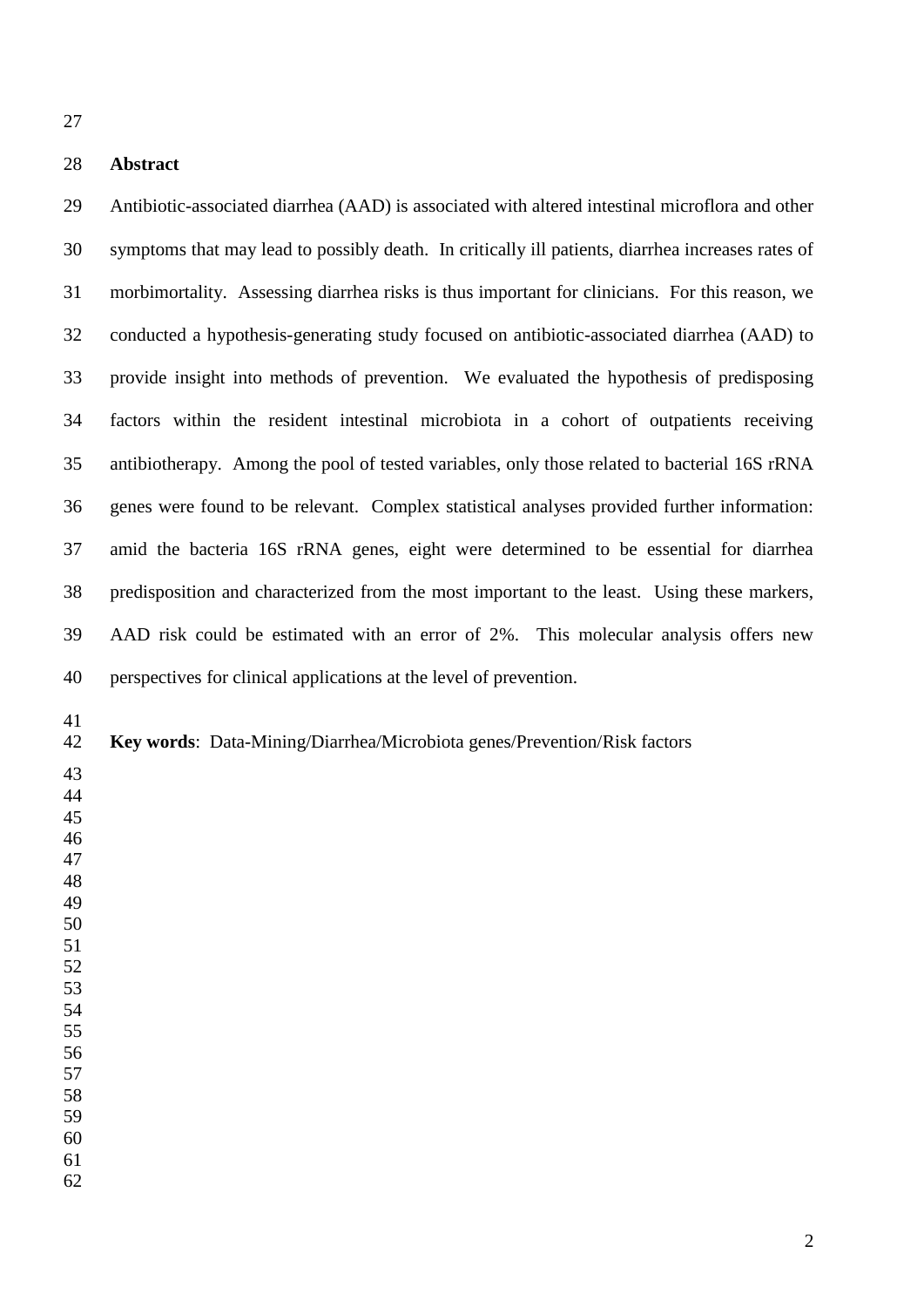## Abstract

Antibiotic-associated diarrhea (AAD) is associated with altered intestinal microflora and other symptoms that may lead to possibly death. In critically ill patients, diarrhea increases rates of morbimortality. Assessing diarrhea risks is thus important for clinicians. For this reason, we conducted a hypothesis-generating study focused on antibiotic-associated diarrhea (AAD) to provide insight into methods of prevention. We evaluated the hypothesis of predisposing factors within the resident intestinal microbiota in a cohort of outpatients receiving antibiotherapy. Among the pool of tested variables, only those related to bacterial 16S rRNA genes were found to be relevant. Complex statistical analyses provided further information: amid the bacteria 16S rRNA genes, eight were determined to be essential for diarrhea predisposition and characterized from the most important to the least. Using these markers, AAD risk could be estimated with an error of 2%. This molecular analysis offers new perspectives for clinical applications at the level of prevention.

**Key words**: Data-Mining/Diarrhea/Microbiota genes/Prevention/Risk factors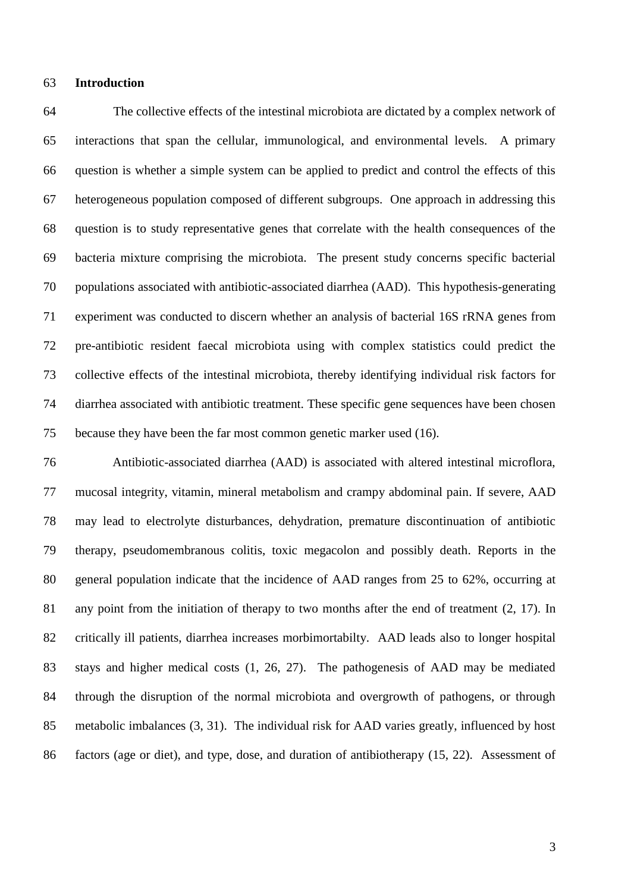## Introduction

The collective effects of the intestinal microbiota are dictated by a complex network of interactions that span the cellular, immunological, and environmental levels. A primary question is whether a simple system can be applied to predict and control the effects of this heterogeneous population composed of different subgroups. One approach in addressing this question is to study representative genes that correlate with the health consequences of the bacteria mixture comprising the microbiota. The present study concerns specific bacterial populations associated with antibiotic-associated diarrhea (AAD). This hypothesis-generating experiment was conducted to discern whether an analysis of bacterial 16S rRNA genes from pre-antibiotic resident faecal microbiota using with complex statistics could predict the collective effects of the intestinal microbiota, thereby identifying individual risk factors for diarrhea associated with antibiotic treatment. These specific gene sequences have been chosen because they have been the far most common genetic marker used (16).

Antibiotic-associated diarrhea (AAD) is associated with altered intestinal microflora, mucosal integrity, vitamin, mineral metabolism and crampy abdominal pain. If severe, AAD may lead to electrolyte disturbances, dehydration, premature discontinuation of antibiotic therapy, pseudomembranous colitis, toxic megacolon and possibly death. Reports in the general population indicate that the incidence of AAD ranges from 25 to 62%, occurring at any point from the initiation of therapy to two months after the end of treatment (2, 17). In critically ill patients, diarrhea increases morbimortabilty. AAD leads also to longer hospital stays and higher medical costs (1, 26, 27). The pathogenesis of AAD may be mediated through the disruption of the normal microbiota and overgrowth of pathogens, or through metabolic imbalances (3, 31). The individual risk for AAD varies greatly, influenced by host factors (age or diet), and type, dose, and duration of antibiotherapy (15, 22). Assessment of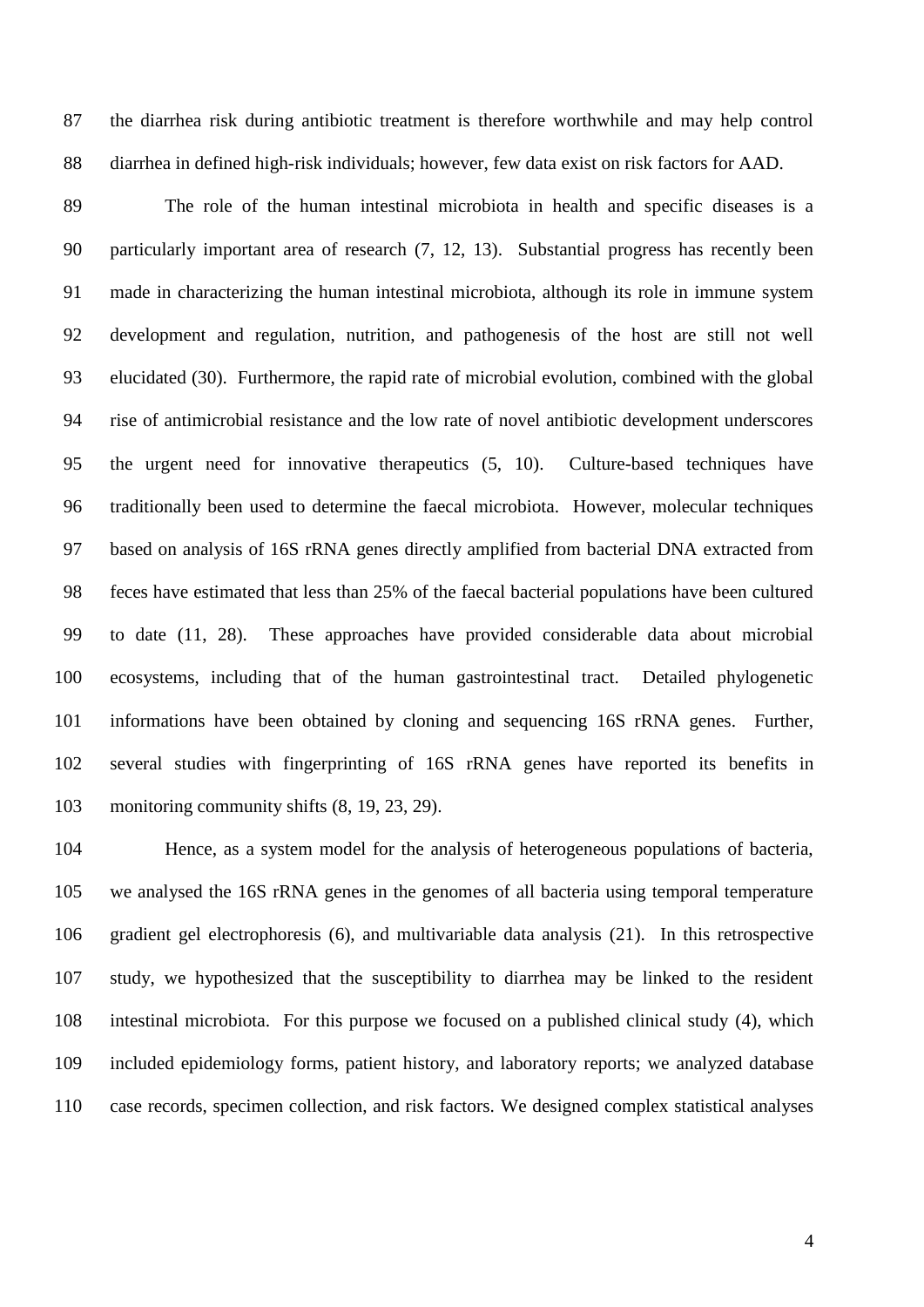the diarrhea risk during antibiotic treatment is therefore worthwhile and may help control diarrhea in defined high-risk individuals; however, few data exist on risk factors for AAD.

The role of the human intestinal microbiota in health and specific diseases is a particularly important area of research (7, 12, 13). Substantial progress has recently been made in characterizing the human intestinal microbiota, although its role in immune system development and regulation, nutrition, and pathogenesis of the host are still not well elucidated (30). Furthermore, the rapid rate of microbial evolution, combined with the global rise of antimicrobial resistance and the low rate of novel antibiotic development underscores the urgent need for innovative therapeutics (5, 10). Culture-based techniques have traditionally been used to determine the faecal microbiota. However, molecular techniques based on analysis of 16S rRNA genes directly amplified from bacterial DNA extracted from feces have estimated that less than 25% of the faecal bacterial populations have been cultured to date (11, 28). These approaches have provided considerable data about microbial ecosystems, including that of the human gastrointestinal tract. Detailed phylogenetic informations have been obtained by cloning and sequencing 16S rRNA genes. Further, several studies with fingerprinting of 16S rRNA genes have reported its benefits in monitoring community shifts (8, 19, 23, 29).

Hence, as a system model for the analysis of heterogeneous populations of bacteria, we analysed the 16S rRNA genes in the genomes of all bacteria using temporal temperature gradient gel electrophoresis (6), and multivariable data analysis (21). In this retrospective study, we hypothesized that the susceptibility to diarrhea may be linked to the resident intestinal microbiota. For this purpose we focused on a published clinical study (4), which included epidemiology forms, patient history, and laboratory reports; we analyzed database case records, specimen collection, and risk factors. We designed complex statistical analyses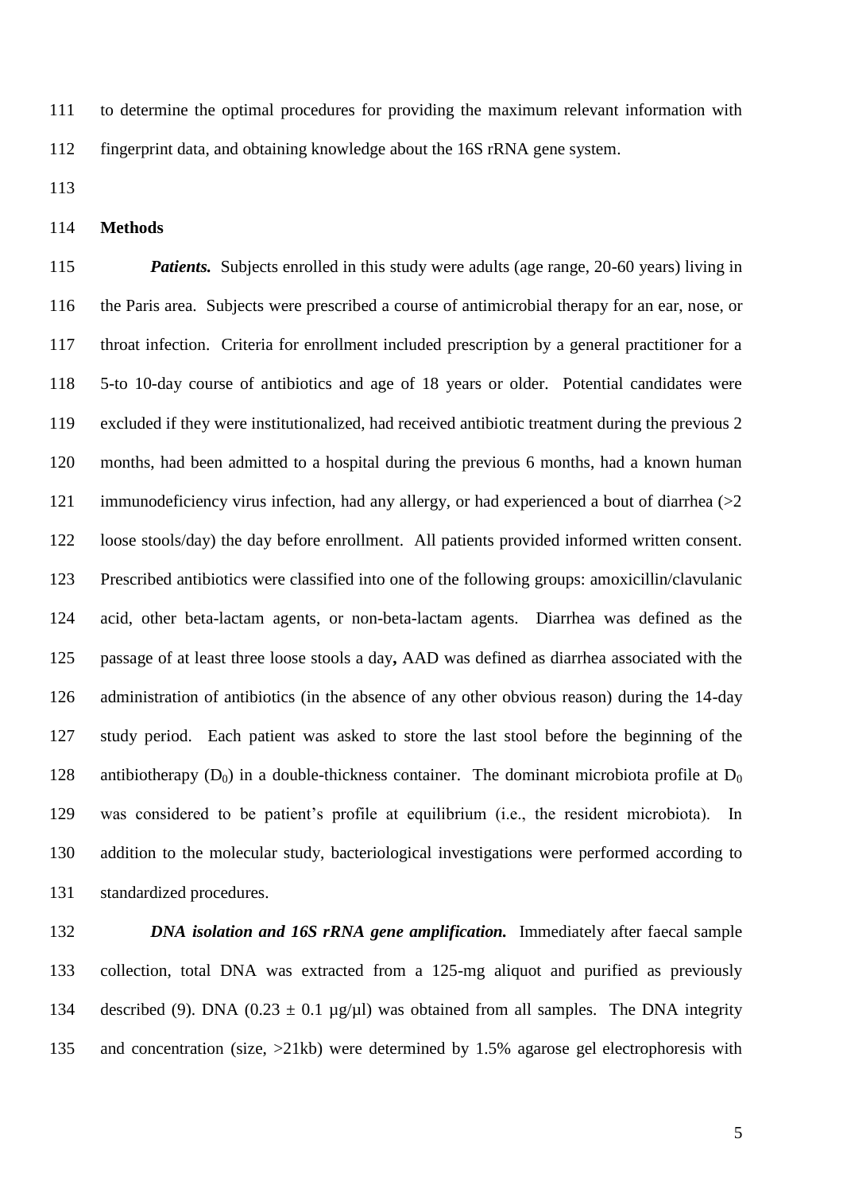to determine the optimal procedures for providing the maximum relevant information with fingerprint data, and obtaining knowledge about the 16S rRNA gene system.

## Methods

***Patients.*** Subjects enrolled in this study were adults (age range, 20-60 years) living in the Paris area. Subjects were prescribed a course of antimicrobial therapy for an ear, nose, or throat infection. Criteria for enrollment included prescription by a general practitioner for a 5-to 10-day course of antibiotics and age of 18 years or older. Potential candidates were excluded if they were institutionalized, had received antibiotic treatment during the previous 2 months, had been admitted to a hospital during the previous 6 months, had a known human immunodeficiency virus infection, had any allergy, or had experienced a bout of diarrhea (>2 loose stools/day) the day before enrollment. All patients provided informed written consent. Prescribed antibiotics were classified into one of the following groups: amoxicillin/clavulanic acid, other beta-lactam agents, or non-beta-lactam agents. Diarrhea was defined as the passage of at least three loose stools a day**,** AAD was defined as diarrhea associated with the administration of antibiotics (in the absence of any other obvious reason) during the 14-day study period. Each patient was asked to store the last stool before the beginning of the antibiotherapy ($D_0$) in a double-thickness container. The dominant microbiota profile at $D_0$ was considered to be patient's profile at equilibrium (i.e., the resident microbiota). In addition to the molecular study, bacteriological investigations were performed according to standardized procedures.

***DNA isolation and 16S rRNA gene amplification.*** Immediately after faecal sample collection, total DNA was extracted from a 125-mg aliquot and purified as previously described (9). DNA ($0.23 \pm 0.1$ µg/µl) was obtained from all samples. The DNA integrity and concentration (size, >21kb) were determined by 1.5% agarose gel electrophoresis with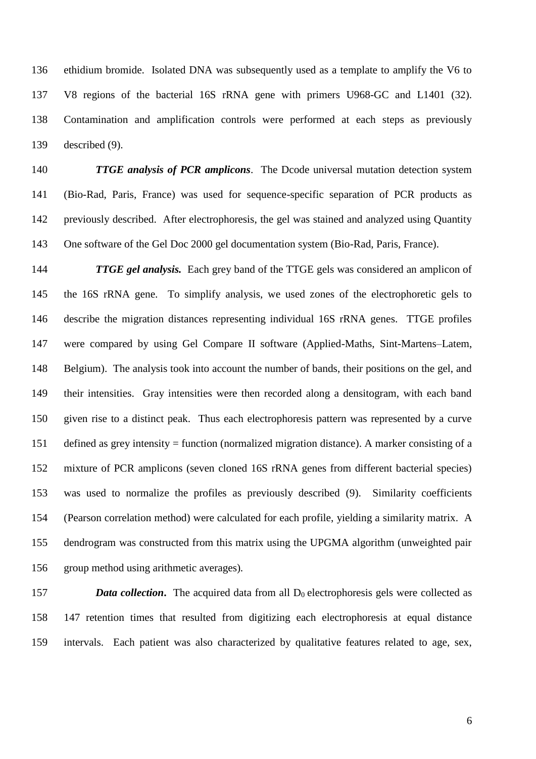ethidium bromide. Isolated DNA was subsequently used as a template to amplify the V6 to V8 regions of the bacterial 16S rRNA gene with primers U968-GC and L1401 (32). Contamination and amplification controls were performed at each steps as previously described (9).

***TTGE analysis of PCR amplicons***. The Dcode universal mutation detection system (Bio-Rad, Paris, France) was used for sequence-specific separation of PCR products as previously described. After electrophoresis, the gel was stained and analyzed using Quantity One software of the Gel Doc 2000 gel documentation system (Bio-Rad, Paris, France).

***TTGE gel analysis.*** Each grey band of the TTGE gels was considered an amplicon of the 16S rRNA gene. To simplify analysis, we used zones of the electrophoretic gels to describe the migration distances representing individual 16S rRNA genes. TTGE profiles were compared by using Gel Compare II software (Applied-Maths, Sint-Martens–Latem, Belgium). The analysis took into account the number of bands, their positions on the gel, and their intensities. Gray intensities were then recorded along a densitogram, with each band given rise to a distinct peak. Thus each electrophoresis pattern was represented by a curve defined as grey intensity = function (normalized migration distance). A marker consisting of a mixture of PCR amplicons (seven cloned 16S rRNA genes from different bacterial species) was used to normalize the profiles as previously described (9). Similarity coefficients (Pearson correlation method) were calculated for each profile, yielding a similarity matrix. A dendrogram was constructed from this matrix using the UPGMA algorithm (unweighted pair group method using arithmetic averages).

***Data collection***. The acquired data from all $D_0$ electrophoresis gels were collected as 147 retention times that resulted from digitizing each electrophoresis at equal distance intervals. Each patient was also characterized by qualitative features related to age, sex,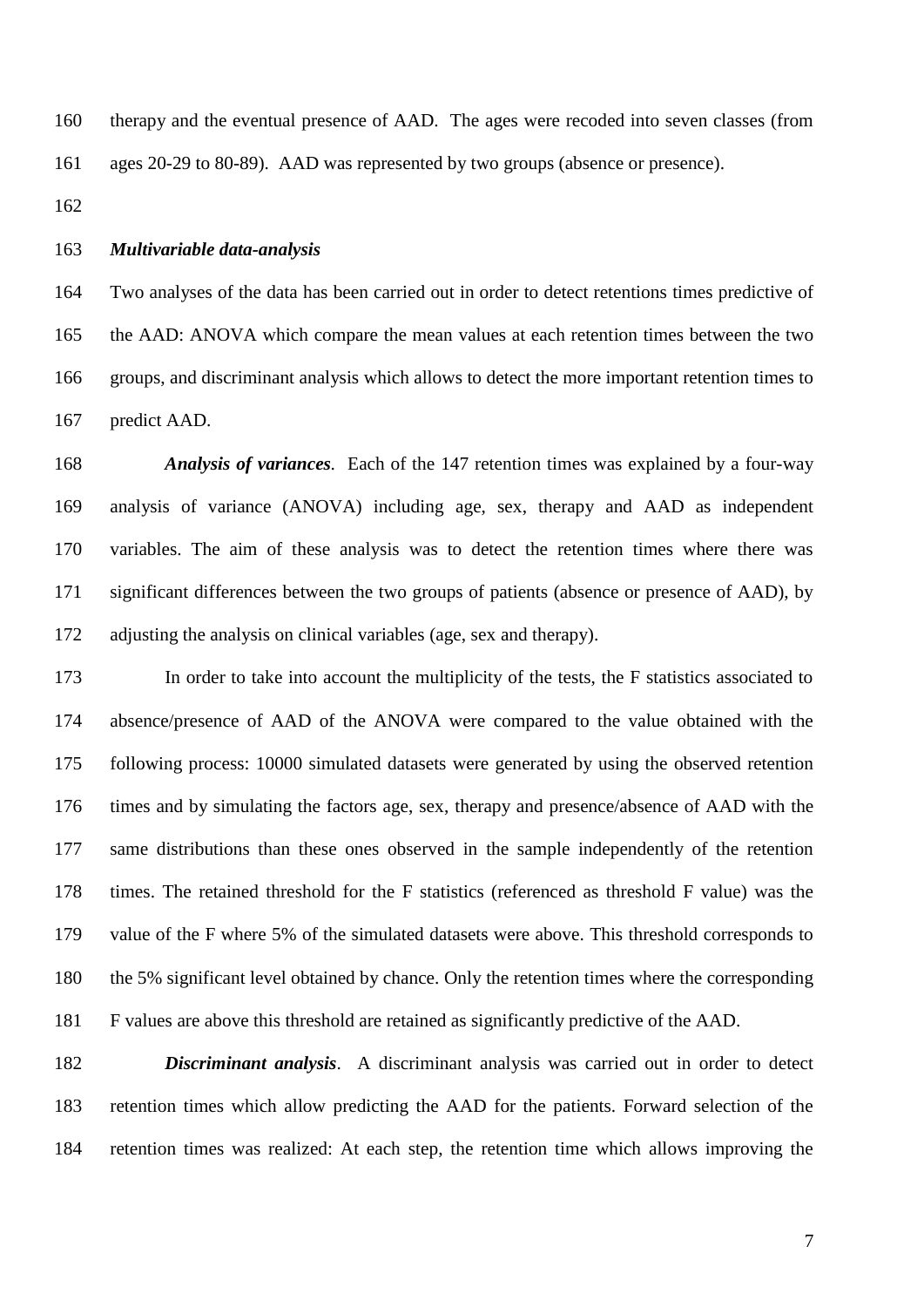therapy and the eventual presence of AAD. The ages were recoded into seven classes (from ages 20-29 to 80-89). AAD was represented by two groups (absence or presence).

### *Multivariable data-analysis*

Two analyses of the data has been carried out in order to detect retentions times predictive of the AAD: ANOVA which compare the mean values at each retention times between the two groups, and discriminant analysis which allows to detect the more important retention times to predict AAD.

***Analysis of variances***. Each of the 147 retention times was explained by a four-way analysis of variance (ANOVA) including age, sex, therapy and AAD as independent variables. The aim of these analysis was to detect the retention times where there was significant differences between the two groups of patients (absence or presence of AAD), by adjusting the analysis on clinical variables (age, sex and therapy).

In order to take into account the multiplicity of the tests, the F statistics associated to absence/presence of AAD of the ANOVA were compared to the value obtained with the following process: 10000 simulated datasets were generated by using the observed retention times and by simulating the factors age, sex, therapy and presence/absence of AAD with the same distributions than these ones observed in the sample independently of the retention times. The retained threshold for the F statistics (referenced as threshold F value) was the value of the F where 5% of the simulated datasets were above. This threshold corresponds to the 5% significant level obtained by chance. Only the retention times where the corresponding F values are above this threshold are retained as significantly predictive of the AAD.

***Discriminant analysis***. A discriminant analysis was carried out in order to detect retention times which allow predicting the AAD for the patients. Forward selection of the retention times was realized: At each step, the retention time which allows improving the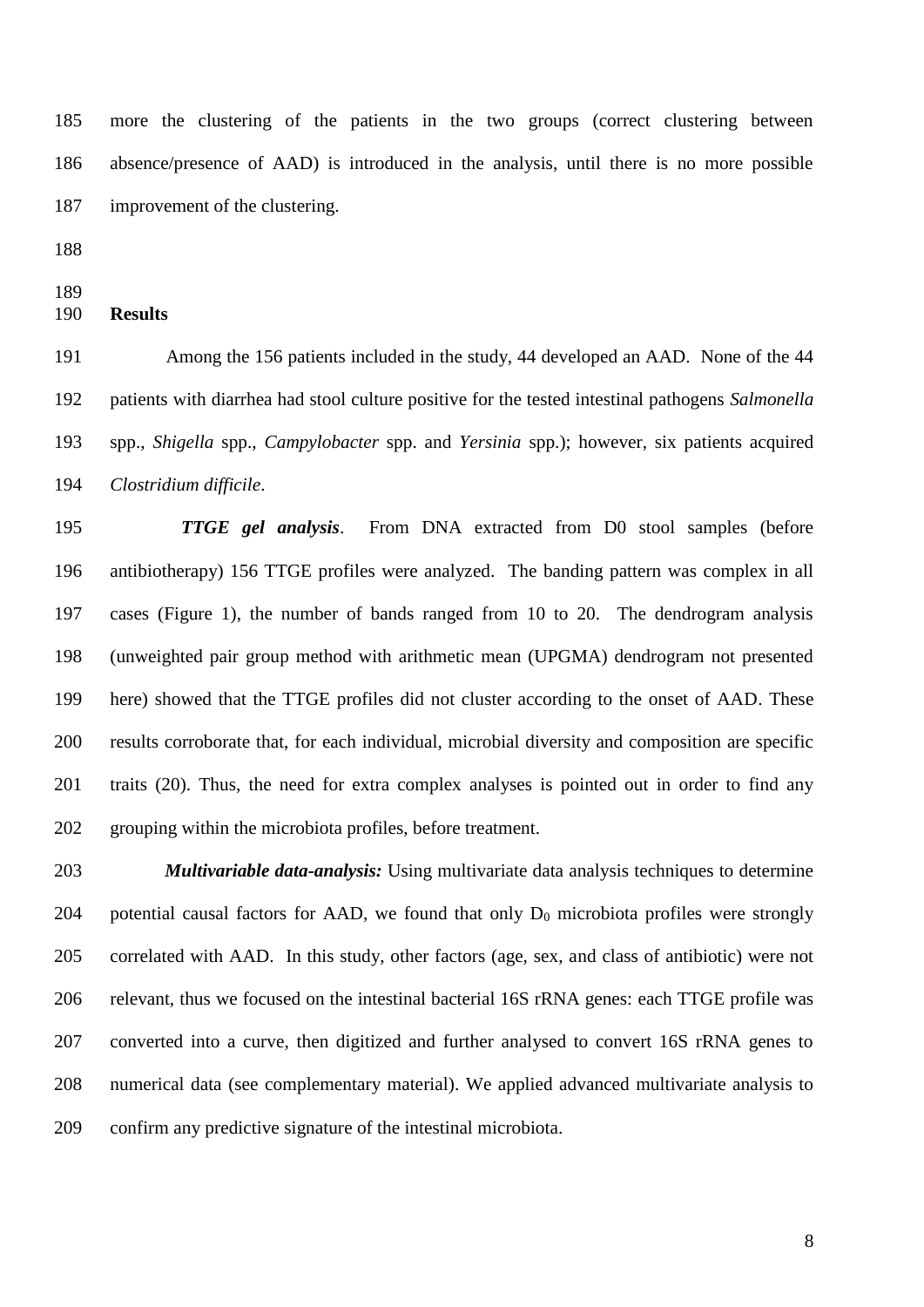more the clustering of the patients in the two groups (correct clustering between absence/presence of AAD) is introduced in the analysis, until there is no more possible improvement of the clustering.

## Results

Among the 156 patients included in the study, 44 developed an AAD. None of the 44 patients with diarrhea had stool culture positive for the tested intestinal pathogens *Salmonella* spp., *Shigella* spp., *Campylobacter* spp. and *Yersinia* spp.); however, six patients acquired *Clostridium difficile*.

***TTGE gel analysis***. From DNA extracted from D0 stool samples (before antibiotherapy) 156 TTGE profiles were analyzed. The banding pattern was complex in all cases (Figure 1), the number of bands ranged from 10 to 20. The dendrogram analysis (unweighted pair group method with arithmetic mean (UPGMA) dendrogram not presented here) showed that the TTGE profiles did not cluster according to the onset of AAD. These results corroborate that, for each individual, microbial diversity and composition are specific traits (20). Thus, the need for extra complex analyses is pointed out in order to find any grouping within the microbiota profiles, before treatment.

***Multivariable data-analysis:*** Using multivariate data analysis techniques to determine potential causal factors for AAD, we found that only $D_0$ microbiota profiles were strongly correlated with AAD. In this study, other factors (age, sex, and class of antibiotic) were not relevant, thus we focused on the intestinal bacterial 16S rRNA genes: each TTGE profile was converted into a curve, then digitized and further analysed to convert 16S rRNA genes to numerical data (see complementary material). We applied advanced multivariate analysis to confirm any predictive signature of the intestinal microbiota.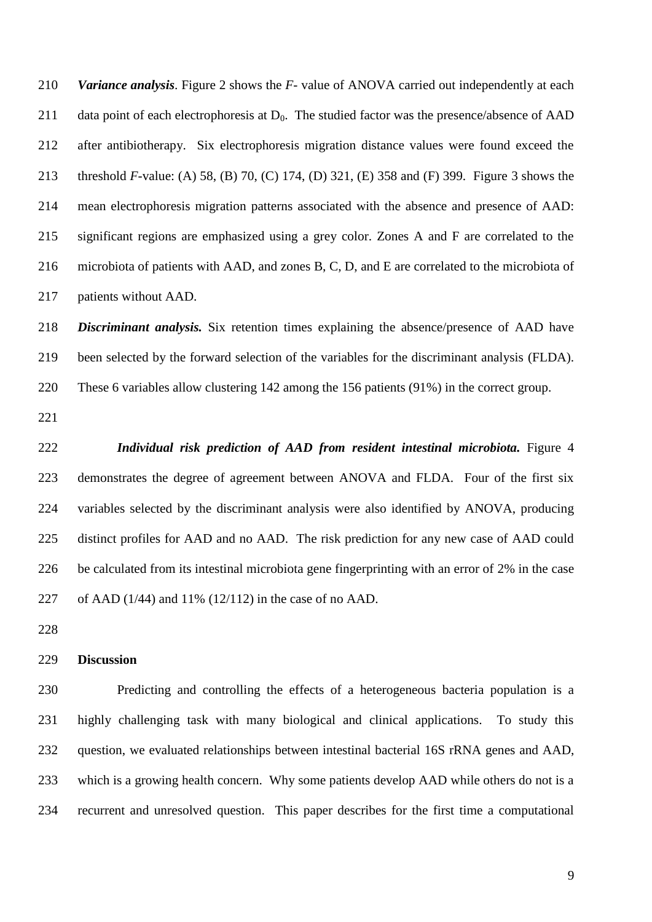***Variance analysis***. Figure 2 shows the *F*- value of ANOVA carried out independently at each data point of each electrophoresis at $D_0$. The studied factor was the presence/absence of AAD after antibiotherapy. Six electrophoresis migration distance values were found exceed the threshold *F*-value: (A) 58, (B) 70, (C) 174, (D) 321, (E) 358 and (F) 399. Figure 3 shows the mean electrophoresis migration patterns associated with the absence and presence of AAD: significant regions are emphasized using a grey color. Zones A and F are correlated to the microbiota of patients with AAD, and zones B, C, D, and E are correlated to the microbiota of patients without AAD.

***Discriminant analysis.*** Six retention times explaining the absence/presence of AAD have been selected by the forward selection of the variables for the discriminant analysis (FLDA). These 6 variables allow clustering 142 among the 156 patients (91%) in the correct group.

***Individual risk prediction of AAD from resident intestinal microbiota.*** Figure 4 demonstrates the degree of agreement between ANOVA and FLDA. Four of the first six variables selected by the discriminant analysis were also identified by ANOVA, producing distinct profiles for AAD and no AAD. The risk prediction for any new case of AAD could be calculated from its intestinal microbiota gene fingerprinting with an error of 2% in the case of AAD (1/44) and 11% (12/112) in the case of no AAD.

## Discussion

Predicting and controlling the effects of a heterogeneous bacteria population is a highly challenging task with many biological and clinical applications. To study this question, we evaluated relationships between intestinal bacterial 16S rRNA genes and AAD, which is a growing health concern. Why some patients develop AAD while others do not is a recurrent and unresolved question. This paper describes for the first time a computational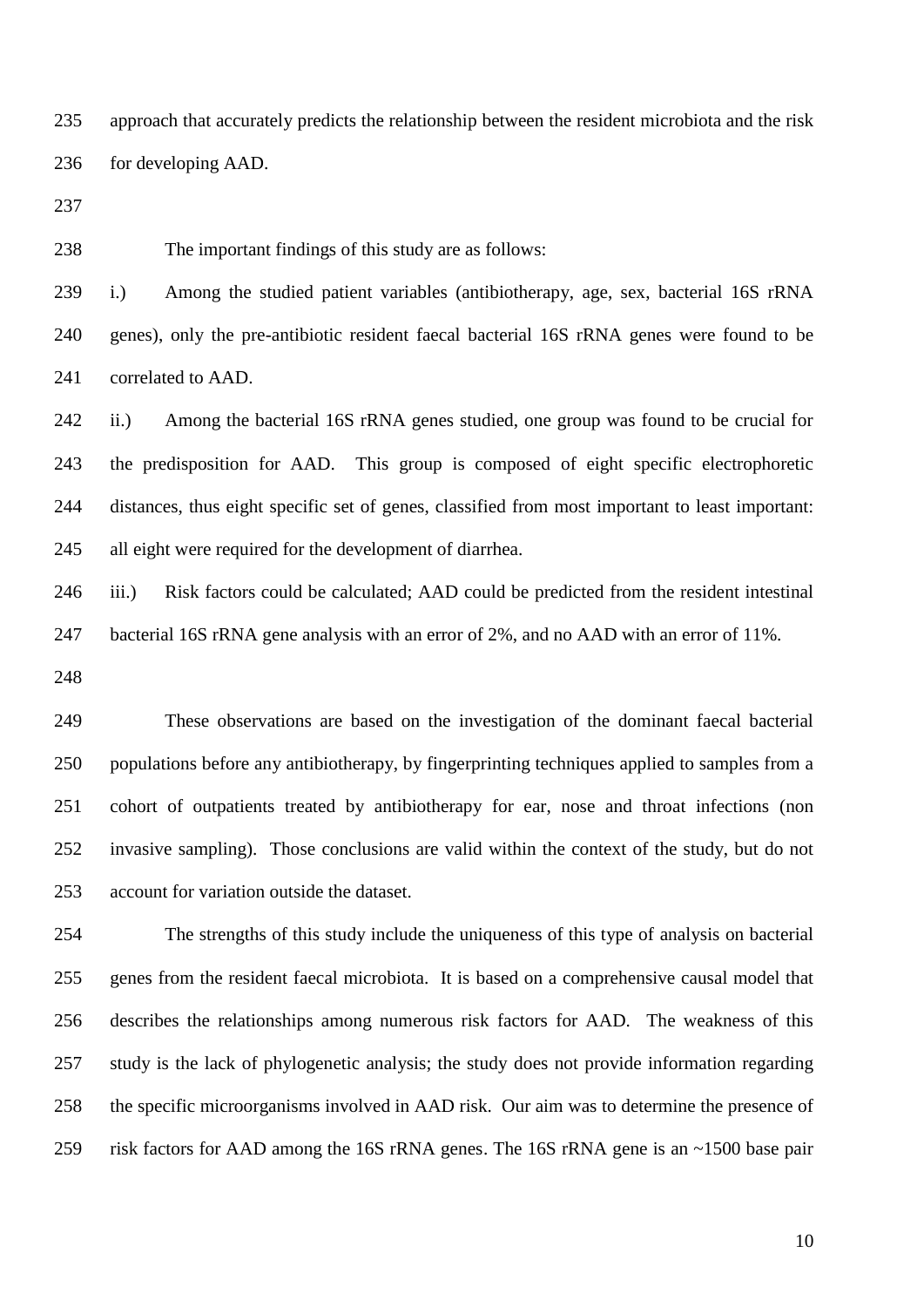approach that accurately predicts the relationship between the resident microbiota and the risk for developing AAD.

The important findings of this study are as follows:

i.) Among the studied patient variables (antibiotherapy, age, sex, bacterial 16S rRNA genes), only the pre-antibiotic resident faecal bacterial 16S rRNA genes were found to be correlated to AAD.

ii.) Among the bacterial 16S rRNA genes studied, one group was found to be crucial for the predisposition for AAD. This group is composed of eight specific electrophoretic distances, thus eight specific set of genes, classified from most important to least important: all eight were required for the development of diarrhea.

iii.) Risk factors could be calculated; AAD could be predicted from the resident intestinal bacterial 16S rRNA gene analysis with an error of 2%, and no AAD with an error of 11%.

These observations are based on the investigation of the dominant faecal bacterial populations before any antibiotherapy, by fingerprinting techniques applied to samples from a cohort of outpatients treated by antibiotherapy for ear, nose and throat infections (non invasive sampling). Those conclusions are valid within the context of the study, but do not account for variation outside the dataset.

The strengths of this study include the uniqueness of this type of analysis on bacterial genes from the resident faecal microbiota. It is based on a comprehensive causal model that describes the relationships among numerous risk factors for AAD. The weakness of this study is the lack of phylogenetic analysis; the study does not provide information regarding the specific microorganisms involved in AAD risk. Our aim was to determine the presence of risk factors for AAD among the 16S rRNA genes. The 16S rRNA gene is an ~1500 base pair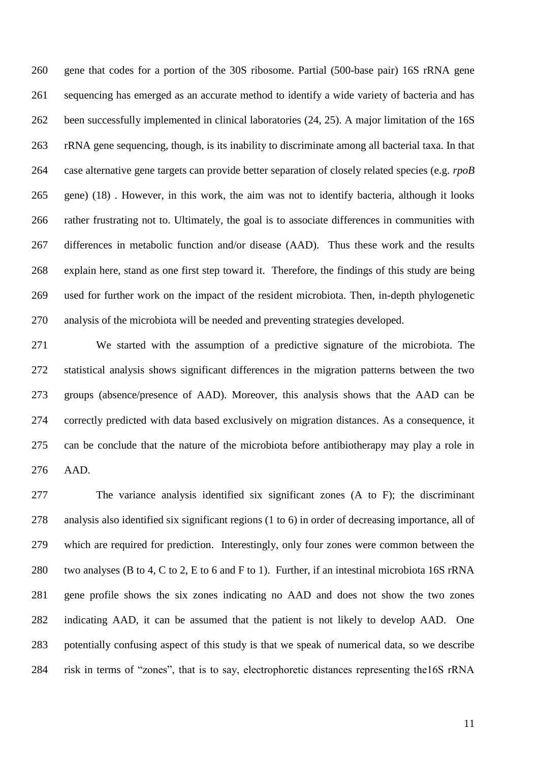gene that codes for a portion of the 30S ribosome. Partial (500-base pair) 16S rRNA gene sequencing has emerged as an accurate method to identify a wide variety of bacteria and has been successfully implemented in clinical laboratories (24, 25). A major limitation of the 16S rRNA gene sequencing, though, is its inability to discriminate among all bacterial taxa. In that case alternative gene targets can provide better separation of closely related species (e.g. *rpoB* gene) (18) . However, in this work, the aim was not to identify bacteria, although it looks rather frustrating not to. Ultimately, the goal is to associate differences in communities with differences in metabolic function and/or disease (AAD). Thus these work and the results explain here, stand as one first step toward it. Therefore, the findings of this study are being used for further work on the impact of the resident microbiota. Then, in-depth phylogenetic analysis of the microbiota will be needed and preventing strategies developed.

We started with the assumption of a predictive signature of the microbiota. The statistical analysis shows significant differences in the migration patterns between the two groups (absence/presence of AAD). Moreover, this analysis shows that the AAD can be correctly predicted with data based exclusively on migration distances. As a consequence, it can be conclude that the nature of the microbiota before antibiotherapy may play a role in AAD.

The variance analysis identified six significant zones (A to F); the discriminant analysis also identified six significant regions (1 to 6) in order of decreasing importance, all of which are required for prediction. Interestingly, only four zones were common between the two analyses (B to 4, C to 2, E to 6 and F to 1). Further, if an intestinal microbiota 16S rRNA gene profile shows the six zones indicating no AAD and does not show the two zones indicating AAD, it can be assumed that the patient is not likely to develop AAD. One potentially confusing aspect of this study is that we speak of numerical data, so we describe risk in terms of "zones", that is to say, electrophoretic distances representing the16S rRNA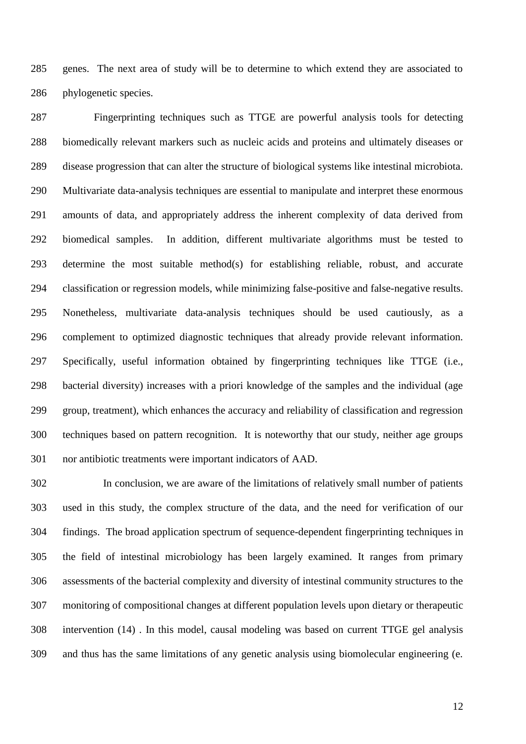genes. The next area of study will be to determine to which extend they are associated to phylogenetic species.

Fingerprinting techniques such as TTGE are powerful analysis tools for detecting biomedically relevant markers such as nucleic acids and proteins and ultimately diseases or disease progression that can alter the structure of biological systems like intestinal microbiota. Multivariate data-analysis techniques are essential to manipulate and interpret these enormous amounts of data, and appropriately address the inherent complexity of data derived from biomedical samples. In addition, different multivariate algorithms must be tested to determine the most suitable method(s) for establishing reliable, robust, and accurate classification or regression models, while minimizing false-positive and false-negative results. Nonetheless, multivariate data-analysis techniques should be used cautiously, as a complement to optimized diagnostic techniques that already provide relevant information. Specifically, useful information obtained by fingerprinting techniques like TTGE (i.e., bacterial diversity) increases with a priori knowledge of the samples and the individual (age group, treatment), which enhances the accuracy and reliability of classification and regression techniques based on pattern recognition. It is noteworthy that our study, neither age groups nor antibiotic treatments were important indicators of AAD.

In conclusion, we are aware of the limitations of relatively small number of patients used in this study, the complex structure of the data, and the need for verification of our findings. The broad application spectrum of sequence-dependent fingerprinting techniques in the field of intestinal microbiology has been largely examined. It ranges from primary assessments of the bacterial complexity and diversity of intestinal community structures to the monitoring of compositional changes at different population levels upon dietary or therapeutic intervention (14) . In this model, causal modeling was based on current TTGE gel analysis and thus has the same limitations of any genetic analysis using biomolecular engineering (e.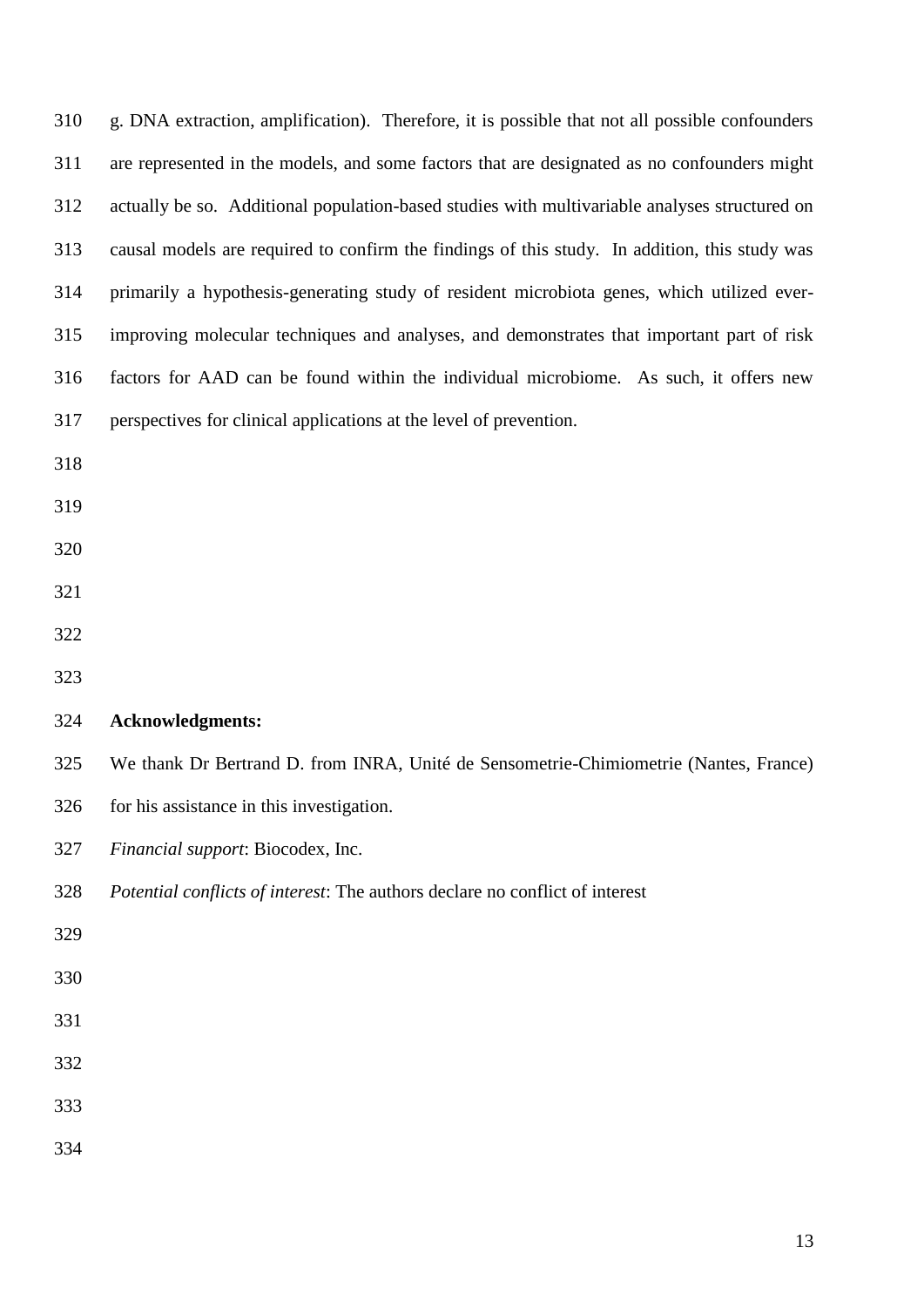g. DNA extraction, amplification). Therefore, it is possible that not all possible confounders are represented in the models, and some factors that are designated as no confounders might actually be so. Additional population-based studies with multivariable analyses structured on causal models are required to confirm the findings of this study. In addition, this study was primarily a hypothesis-generating study of resident microbiota genes, which utilized ever-improving molecular techniques and analyses, and demonstrates that important part of risk factors for AAD can be found within the individual microbiome. As such, it offers new perspectives for clinical applications at the level of prevention.

**Acknowledgments:**

We thank Dr Bertrand D. from INRA, Unité de Sensometrie-Chimiometrie (Nantes, France) for his assistance in this investigation.

*Financial support*: Biocodex, Inc.

*Potential conflicts of interest*: The authors declare no conflict of interest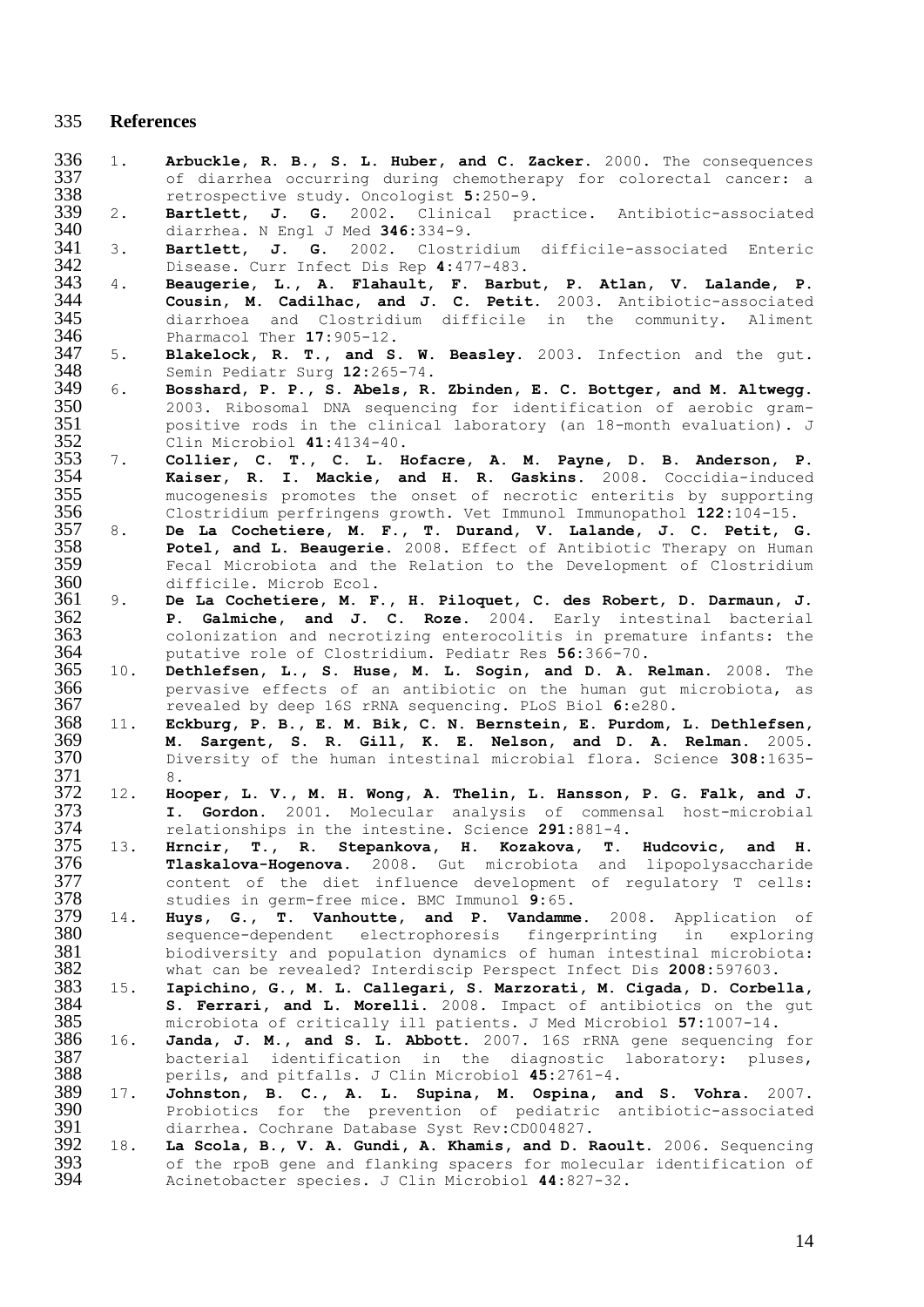## References

1. **Arbuckle, R. B., S. L. Huber, and C. Zacker.** 2000. The consequences of diarrhea occurring during chemotherapy for colorectal cancer: a retrospective study. Oncologist **5**:250-9.
2. **Bartlett, J. G.** 2002. Clinical practice. Antibiotic-associated diarrhea. N Engl J Med **346**:334-9.
3. **Bartlett, J. G.** 2002. Clostridium difficile-associated Enteric Disease. Curr Infect Dis Rep **4**:477-483.
4. **Beaugerie, L., A. Flahault, F. Barbut, P. Atlan, V. Lalande, P. Cousin, M. Cadilhac, and J. C. Petit.** 2003. Antibiotic-associated diarrhoea and Clostridium difficile in the community. Aliment Pharmacol Ther **17**:905-12.
5. **Blakelock, R. T., and S. W. Beasley.** 2003. Infection and the gut. Semin Pediatr Surg **12**:265-74.
6. **Bosshard, P. P., S. Abels, R. Zbinden, E. C. Bottger, and M. Altwegg.** 2003. Ribosomal DNA sequencing for identification of aerobic gram-positive rods in the clinical laboratory (an 18-month evaluation). J Clin Microbiol **41**:4134-40.
7. **Collier, C. T., C. L. Hofacre, A. M. Payne, D. B. Anderson, P. Kaiser, R. I. Mackie, and H. R. Gaskins.** 2008. Coccidia-induced mucogenesis promotes the onset of necrotic enteritis by supporting Clostridium perfringens growth. Vet Immunol Immunopathol **122**:104-15.
8. **De La Cochetiere, M. F., T. Durand, V. Lalande, J. C. Petit, G. Potel, and L. Beaugerie.** 2008. Effect of Antibiotic Therapy on Human Fecal Microbiota and the Relation to the Development of Clostridium difficile. Microb Ecol.
9. **De La Cochetiere, M. F., H. Piloquet, C. des Robert, D. Darmaun, J. P. Galmiche, and J. C. Roze.** 2004. Early intestinal bacterial colonization and necrotizing enterocolitis in premature infants: the putative role of Clostridium. Pediatr Res **56**:366-70.
10. **Dethlefsen, L., S. Huse, M. L. Sogin, and D. A. Relman.** 2008. The pervasive effects of an antibiotic on the human gut microbiota, as revealed by deep 16S rRNA sequencing. PLoS Biol **6**:e280.
11. **Eckburg, P. B., E. M. Bik, C. N. Bernstein, E. Purdom, L. Dethlefsen, M. Sargent, S. R. Gill, K. E. Nelson, and D. A. Relman.** 2005. Diversity of the human intestinal microbial flora. Science **308**:1635-8.
12. **Hooper, L. V., M. H. Wong, A. Thelin, L. Hansson, P. G. Falk, and J. I. Gordon.** 2001. Molecular analysis of commensal host-microbial relationships in the intestine. Science **291**:881-4.
13. **Hrncir, T., R. Stepankova, H. Kozakova, T. Hudcovic, and H. Tlaskalova-Hogenova.** 2008. Gut microbiota and lipopolysaccharide content of the diet influence development of regulatory T cells: studies in germ-free mice. BMC Immunol **9**:65.
14. **Huys, G., T. Vanhoutte, and P. Vandamme.** 2008. Application of sequence-dependent electrophoresis fingerprinting in exploring biodiversity and population dynamics of human intestinal microbiota: what can be revealed? Interdiscip Perspect Infect Dis **2008**:597603.
15. **Iapichino, G., M. L. Callegari, S. Marzorati, M. Cigada, D. Corbella, S. Ferrari, and L. Morelli.** 2008. Impact of antibiotics on the gut microbiota of critically ill patients. J Med Microbiol **57**:1007-14.
16. **Janda, J. M., and S. L. Abbott.** 2007. 16S rRNA gene sequencing for bacterial identification in the diagnostic laboratory: pluses, perils, and pitfalls. J Clin Microbiol **45**:2761-4.
17. **Johnston, B. C., A. L. Supina, M. Ospina, and S. Vohra.** 2007. Probiotics for the prevention of pediatric antibiotic-associated diarrhea. Cochrane Database Syst Rev:CD004827.
18. **La Scola, B., V. A. Gundi, A. Khamis, and D. Raoult.** 2006. Sequencing of the rpoB gene and flanking spacers for molecular identification of Acinetobacter species. J Clin Microbiol **44**:827-32.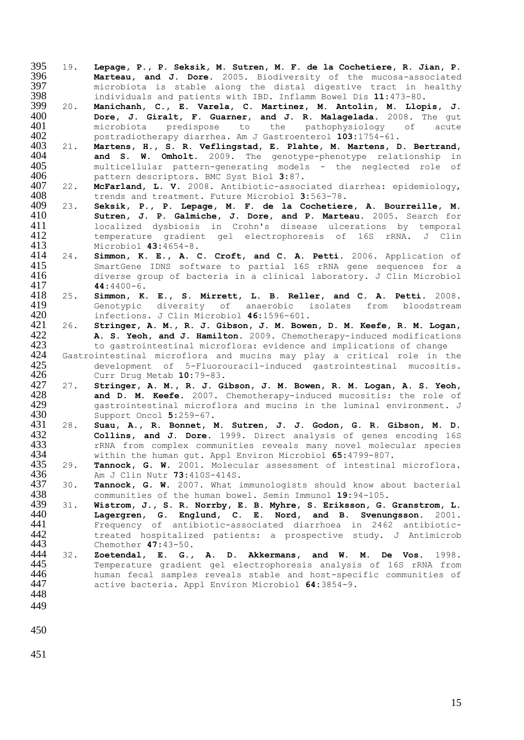19. **Lepage, P., P. Seksik, M. Sutren, M. F. de la Cochetiere, R. Jian, P. Marteau, and J. Dore.** 2005. Biodiversity of the mucosa-associated microbiota is stable along the distal digestive tract in healthy individuals and patients with IBD. Inflamm Bowel Dis **11:**473-80.
20. **Manichanh, C., E. Varela, C. Martinez, M. Antolin, M. Llopis, J. Dore, J. Giralt, F. Guarner, and J. R. Malagelada.** 2008. The gut microbiota predispose to the pathophysiology of acute postradiotherapy diarrhea. Am J Gastroenterol **103:**1754-61.
21. **Martens, H., S. R. Veflingstad, E. Plahte, M. Martens, D. Bertrand, and S. W. Omholt.** 2009. The genotype-phenotype relationship in multicellular pattern-generating models - the neglected role of pattern descriptors. BMC Syst Biol **3:**87.
22. **McFarland, L. V.** 2008. Antibiotic-associated diarrhea: epidemiology, trends and treatment. Future Microbiol **3:**563-78.
23. **Seksik, P., P. Lepage, M. F. de la Cochetiere, A. Bourreille, M. Sutren, J. P. Galmiche, J. Dore, and P. Marteau.** 2005. Search for localized dysbiosis in Crohn's disease ulcerations by temporal temperature gradient gel electrophoresis of 16S rRNA. J Clin Microbiol **43:**4654-8.
24. **Simmon, K. E., A. C. Croft, and C. A. Petti.** 2006. Application of SmartGene IDNS software to partial 16S rRNA gene sequences for a diverse group of bacteria in a clinical laboratory. J Clin Microbiol **44:**4400-6.
25. **Simmon, K. E., S. Mirrett, L. B. Reller, and C. A. Petti.** 2008. Genotypic diversity of anaerobic isolates from bloodstream infections. J Clin Microbiol **46:**1596-601.
26. **Stringer, A. M., R. J. Gibson, J. M. Bowen, D. M. Keefe, R. M. Logan, A. S. Yeoh, and J. Hamilton.** 2009. Chemotherapy-induced modifications to gastrointestinal microflora: evidence and implications of change Gastrointestinal microflora and mucins may play a critical role in the development of 5-Fluorouracil-induced gastrointestinal mucositis. Curr Drug Metab **10:**79-83.
27. **Stringer, A. M., R. J. Gibson, J. M. Bowen, R. M. Logan, A. S. Yeoh, and D. M. Keefe.** 2007. Chemotherapy-induced mucositis: the role of gastrointestinal microflora and mucins in the luminal environment. J Support Oncol **5:**259-67.
28. **Suau, A., R. Bonnet, M. Sutren, J. J. Godon, G. R. Gibson, M. D. Collins, and J. Dore.** 1999. Direct analysis of genes encoding 16S rRNA from complex communities reveals many novel molecular species within the human gut. Appl Environ Microbiol **65:**4799-807.
29. **Tannock, G. W.** 2001. Molecular assessment of intestinal microflora. Am J Clin Nutr **73:**410S-414S.
30. **Tannock, G. W.** 2007. What immunologists should know about bacterial communities of the human bowel. Semin Immunol **19:**94-105.
31. **Wistrom, J., S. R. Norrby, E. B. Myhre, S. Eriksson, G. Granstrom, L. Lagergren, G. Englund, C. E. Nord, and B. Svenungsson.** 2001. Frequency of antibiotic-associated diarrhoea in 2462 antibiotic-treated hospitalized patients: a prospective study. J Antimicrob Chemother **47:**43-50.
32. **Zoetendal, E. G., A. D. Akkermans, and W. M. De Vos.** 1998. Temperature gradient gel electrophoresis analysis of 16S rRNA from human fecal samples reveals stable and host-specific communities of active bacteria. Appl Environ Microbiol **64:**3854-9.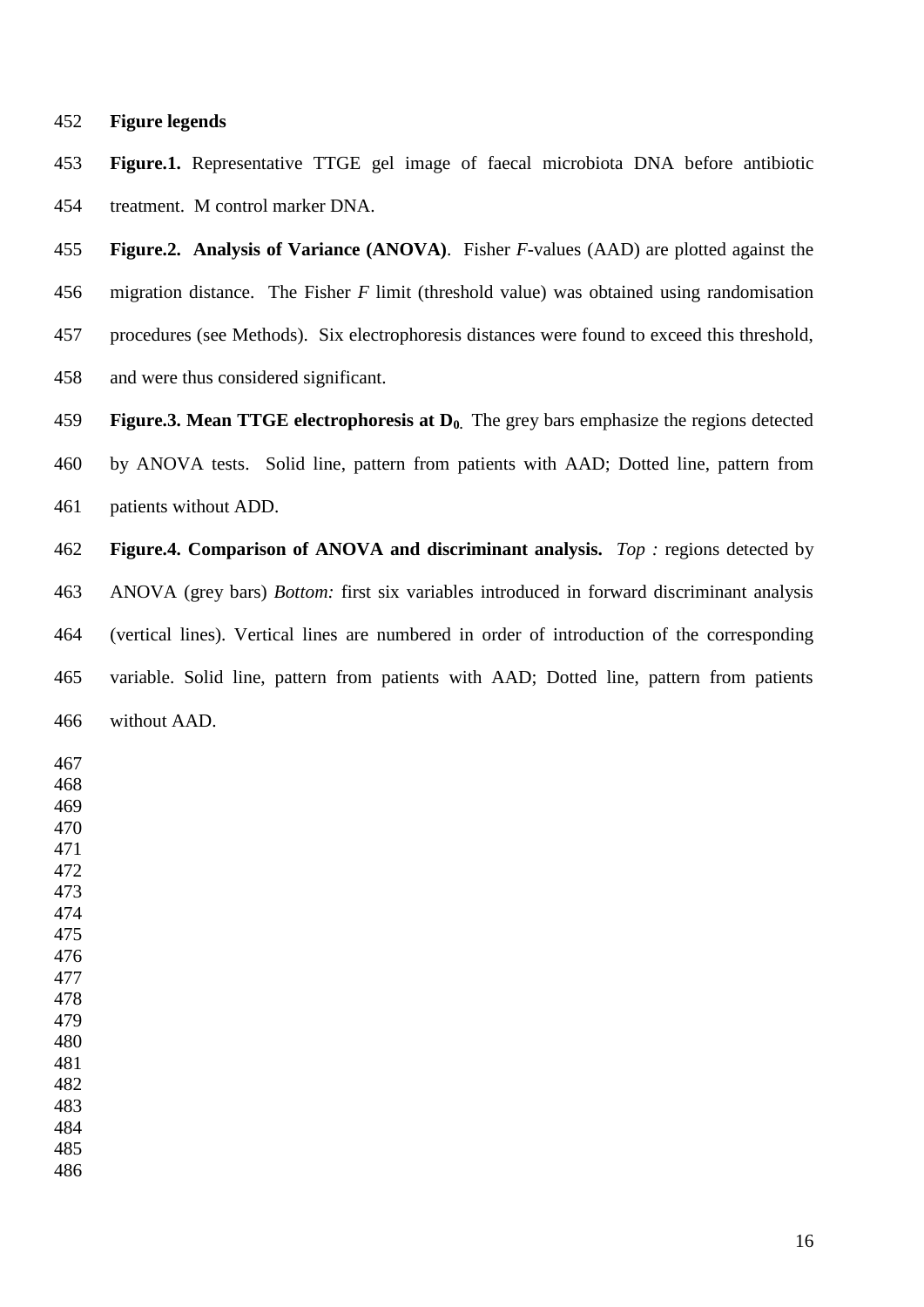## Figure legends

**Figure.1.** Representative TTGE gel image of faecal microbiota DNA before antibiotic treatment. M control marker DNA.

**Figure.2. Analysis of Variance (ANOVA)**. Fisher *F*-values (AAD) are plotted against the migration distance. The Fisher *F* limit (threshold value) was obtained using randomisation procedures (see Methods). Six electrophoresis distances were found to exceed this threshold, and were thus considered significant.

**Figure.3. Mean TTGE electrophoresis at $D_0$.** The grey bars emphasize the regions detected by ANOVA tests. Solid line, pattern from patients with AAD; Dotted line, pattern from patients without ADD.

**Figure.4. Comparison of ANOVA and discriminant analysis.** *Top :* regions detected by ANOVA (grey bars) *Bottom:* first six variables introduced in forward discriminant analysis (vertical lines). Vertical lines are numbered in order of introduction of the corresponding variable. Solid line, pattern from patients with AAD; Dotted line, pattern from patients without AAD.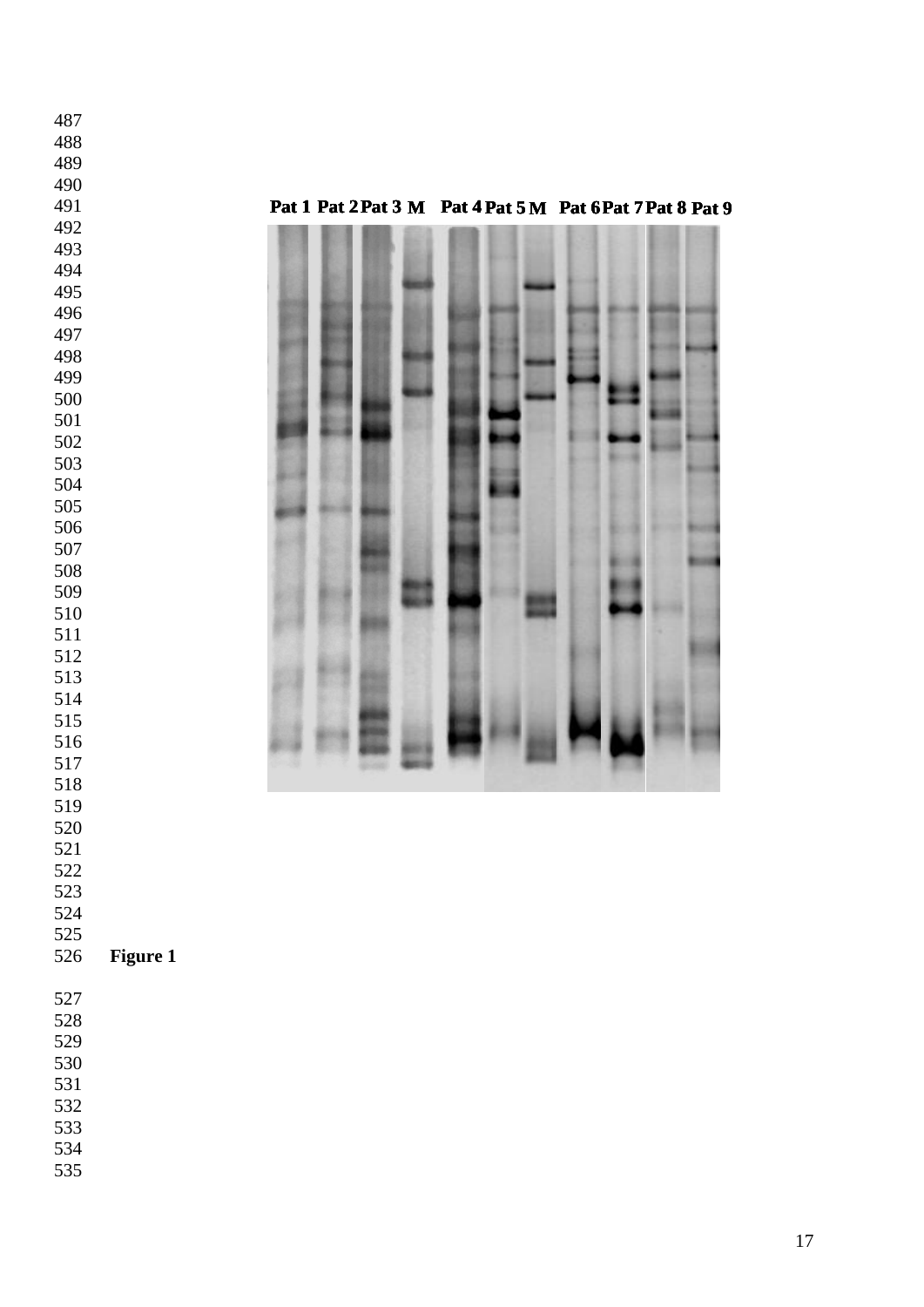Pat 1 Pat 2 Pat 3 M Pat 4 Pat 5 M Pat 6 Pat 7 Pat 8 Pat 9

**Figure 1**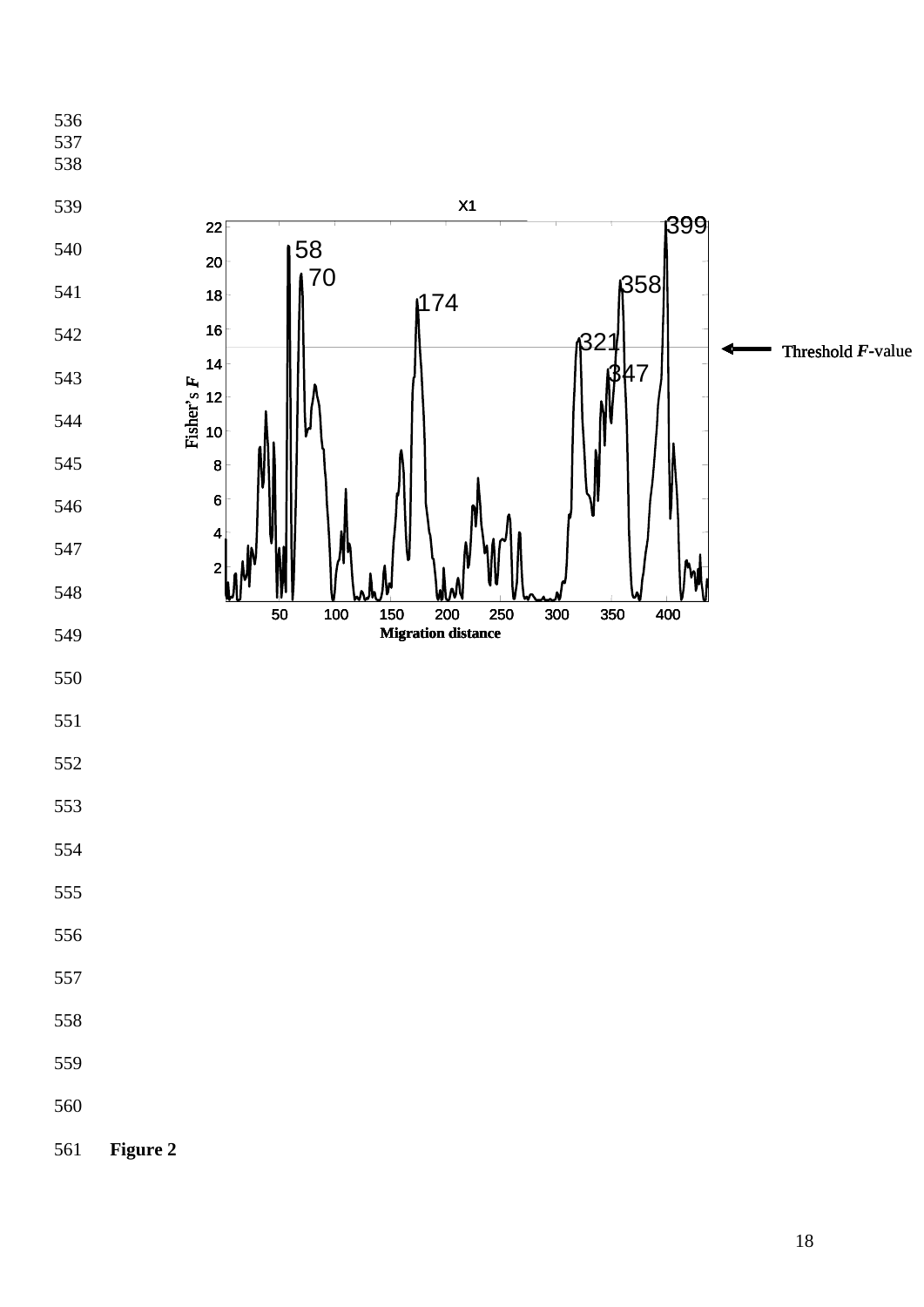Figure 2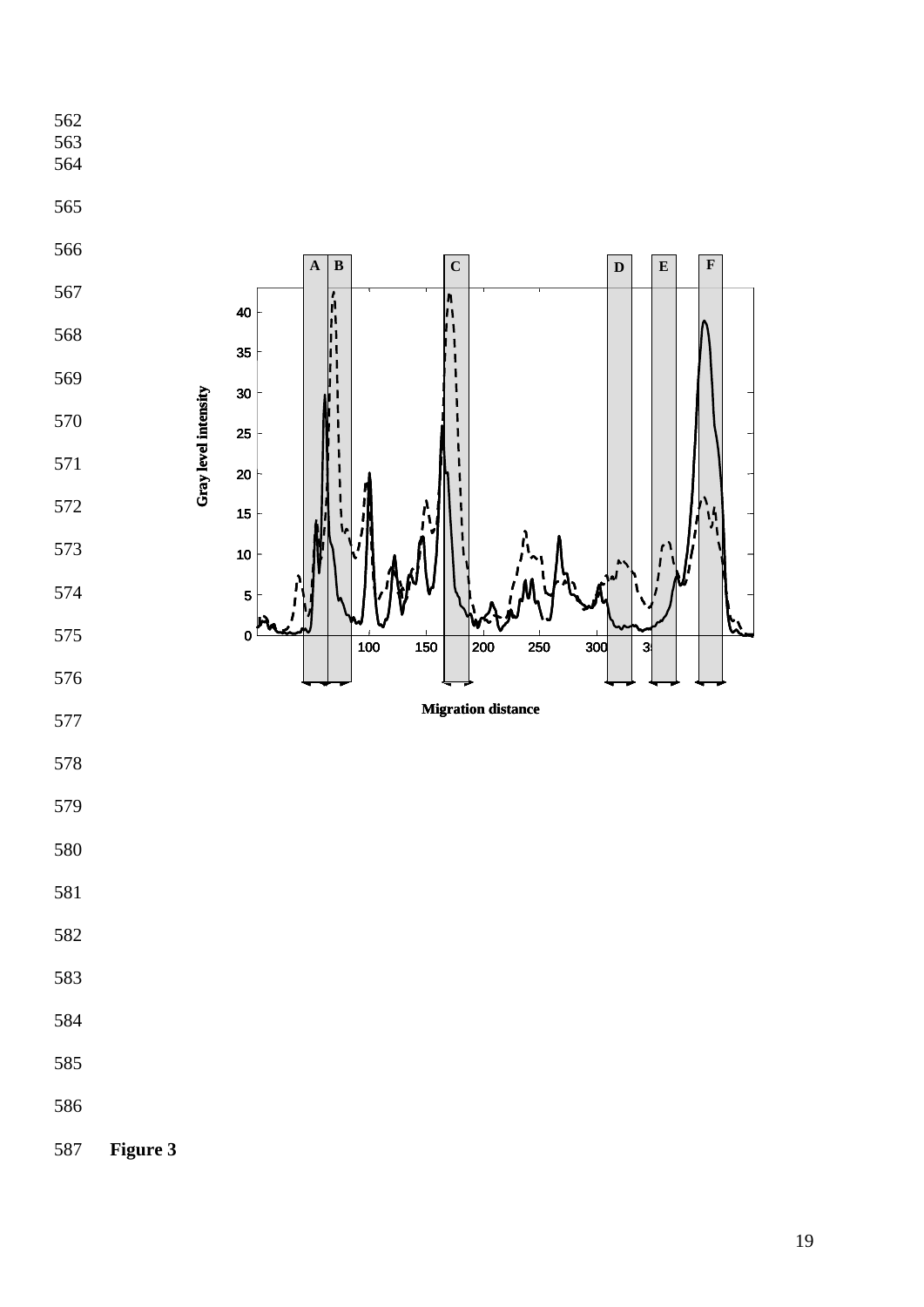**Figure 3**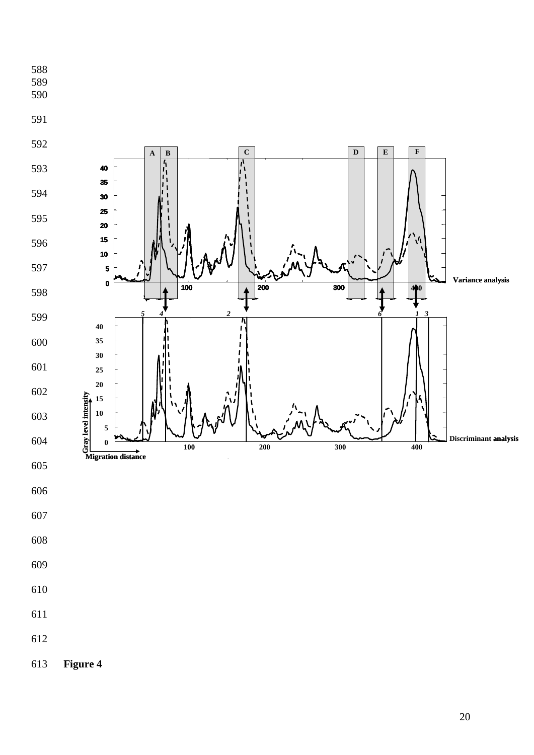**Figure 4**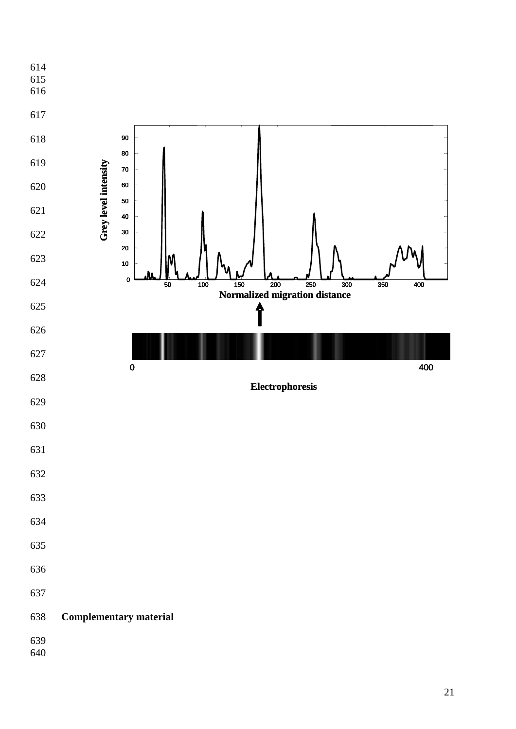Grey level intensity

90
80
70
60
50
40
30
20
10
0

50 100 150 200 250 300 350 400

Normalized migration distance

0 400

Electrophoresis

**Complementary material**